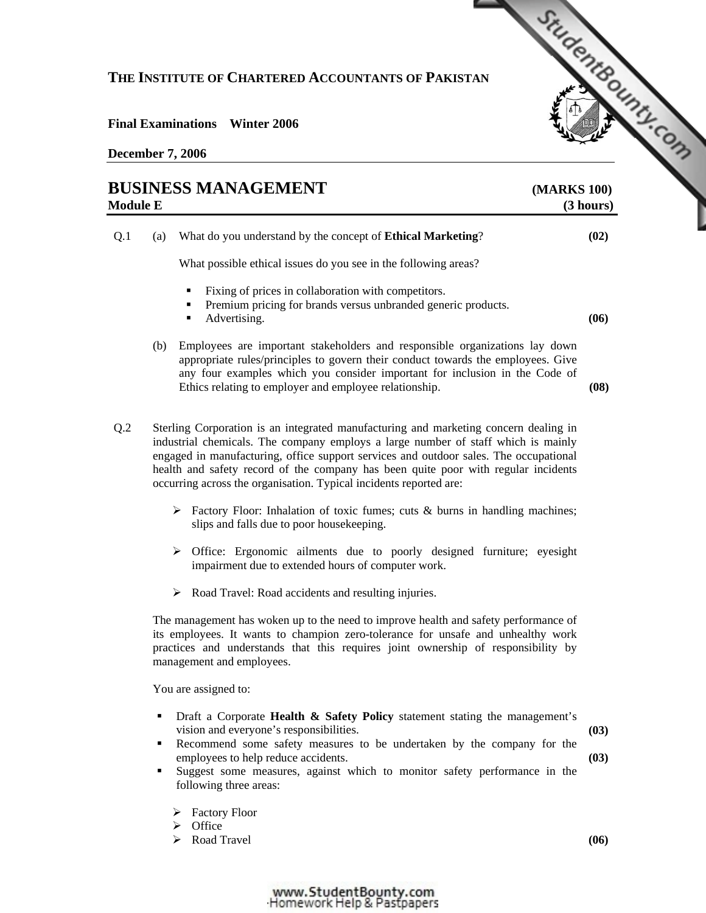**THE INSTITUTE OF CHARTERED ACCOUNTANTS OF PAKISTAN**

**Final Examinations Winter 2006**

**December 7, 2006**

# BUSINESS MANAGEMENT (MARKS 100)

**Module E (3 hours)**

Q.1 (a) What do you understand by the concept of **Ethical Marketing**? **(02)**

What possible ethical issues do you see in the following areas?

- Fixing of prices in collaboration with competitors.
- Premium pricing for brands versus unbranded generic products.
- Advertising. **(06)**

(b) Employees are important stakeholders and responsible organizations lay down appropriate rules/principles to govern their conduct towards the employees. Give any four examples which you consider important for inclusion in the Code of Ethics relating to employer and employee relationship. **(08)**

Q.2 Sterling Corporation is an integrated manufacturing and marketing concern dealing in industrial chemicals. The company employs a large number of staff which is mainly engaged in manufacturing, office support services and outdoor sales. The occupational health and safety record of the company has been quite poor with regular incidents occurring across the organisation. Typical incidents reported are:

- Factory Floor: Inhalation of toxic fumes; cuts & burns in handling machines; slips and falls due to poor housekeeping.
- Office: Ergonomic ailments due to poorly designed furniture; eyesight impairment due to extended hours of computer work.
- Road Travel: Road accidents and resulting injuries.

The management has woken up to the need to improve health and safety performance of its employees. It wants to champion zero-tolerance for unsafe and unhealthy work practices and understands that this requires joint ownership of responsibility by management and employees.

You are assigned to:

- Draft a Corporate **Health & Safety Policy** statement stating the management's vision and everyone's responsibilities. **(03)**
- Recommend some safety measures to be undertaken by the company for the employees to help reduce accidents. **(03)**
- Suggest some measures, against which to monitor safety performance in the following three areas:
  - Factory Floor
  - Office
  - Road Travel **(06)**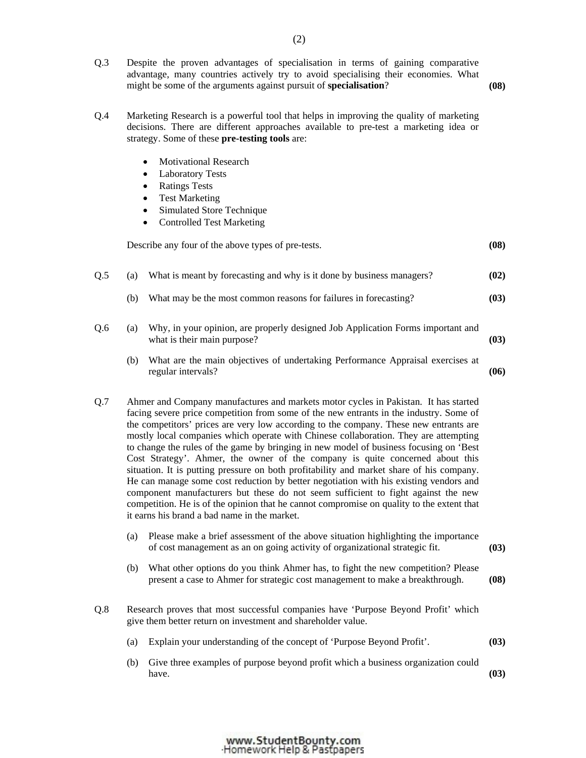Q.3 Despite the proven advantages of specialisation in terms of gaining comparative advantage, many countries actively try to avoid specialising their economies. What might be some of the arguments against pursuit of **specialisation**? **(08)**

Q.4 Marketing Research is a powerful tool that helps in improving the quality of marketing decisions. There are different approaches available to pre-test a marketing idea or strategy. Some of these **pre-testing tools** are:

- Motivational Research
- Laboratory Tests
- Ratings Tests
- Test Marketing
- Simulated Store Technique
- Controlled Test Marketing

Describe any four of the above types of pre-tests. **(08)**

Q.5 (a) What is meant by forecasting and why is it done by business managers? **(02)**

(b) What may be the most common reasons for failures in forecasting? **(03)**

Q.6 (a) Why, in your opinion, are properly designed Job Application Forms important and what is their main purpose? **(03)**

(b) What are the main objectives of undertaking Performance Appraisal exercises at regular intervals? **(06)**

Q.7 Ahmer and Company manufactures and markets motor cycles in Pakistan. It has started facing severe price competition from some of the new entrants in the industry. Some of the competitors' prices are very low according to the company. These new entrants are mostly local companies which operate with Chinese collaboration. They are attempting to change the rules of the game by bringing in new model of business focusing on 'Best Cost Strategy'. Ahmer, the owner of the company is quite concerned about this situation. It is putting pressure on both profitability and market share of his company. He can manage some cost reduction by better negotiation with his existing vendors and component manufacturers but these do not seem sufficient to fight against the new competition. He is of the opinion that he cannot compromise on quality to the extent that it earns his brand a bad name in the market.

(a) Please make a brief assessment of the above situation highlighting the importance of cost management as an on going activity of organizational strategic fit. **(03)**

(b) What other options do you think Ahmer has, to fight the new competition? Please present a case to Ahmer for strategic cost management to make a breakthrough. **(08)**

Q.8 Research proves that most successful companies have 'Purpose Beyond Profit' which give them better return on investment and shareholder value.

(a) Explain your understanding of the concept of 'Purpose Beyond Profit'. **(03)**

(b) Give three examples of purpose beyond profit which a business organization could have. **(03)**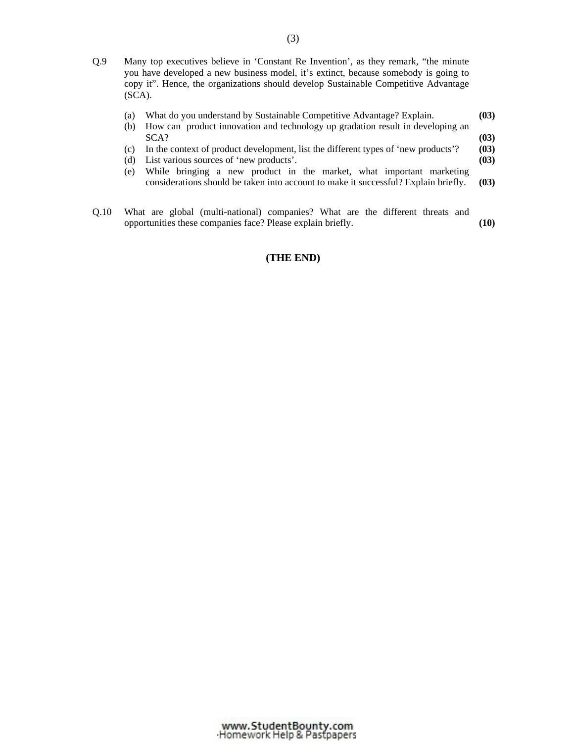Q.9 Many top executives believe in 'Constant Re Invention', as they remark, "the minute you have developed a new business model, it's extinct, because somebody is going to copy it". Hence, the organizations should develop Sustainable Competitive Advantage (SCA).

(a) What do you understand by Sustainable Competitive Advantage? Explain. **(03)**

(b) How can product innovation and technology up gradation result in developing an SCA? **(03)**

(c) In the context of product development, list the different types of 'new products'? **(03)**

(d) List various sources of 'new products'. **(03)**

(e) While bringing a new product in the market, what important marketing considerations should be taken into account to make it successful? Explain briefly. **(03)**

Q.10 What are global (multi-national) companies? What are the different threats and opportunities these companies face? Please explain briefly. **(10)**

**(THE END)**